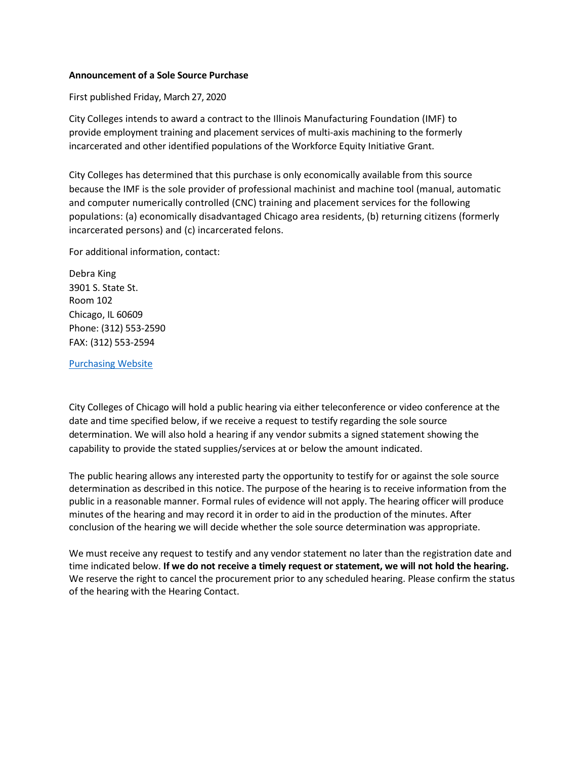**Announcement of a Sole Source Purchase**

First published Friday, March 27, 2020

City Colleges intends to award a contract to the Illinois Manufacturing Foundation (IMF) to provide employment training and placement services of multi-axis machining to the formerly incarcerated and other identified populations of the Workforce Equity Initiative Grant.

City Colleges has determined that this purchase is only economically available from this source because the IMF is the sole provider of professional machinist and machine tool (manual, automatic and computer numerically controlled (CNC) training and placement services for the following populations: (a) economically disadvantaged Chicago area residents, (b) returning citizens (formerly incarcerated persons) and (c) incarcerated felons.

For additional information, contact:

Debra King
3901 S. State St.
Room 102
Chicago, IL 60609
Phone: (312) 553-2590
FAX: (312) 553-2594

[Purchasing Website]

City Colleges of Chicago will hold a public hearing via either teleconference or video conference at the date and time specified below, if we receive a request to testify regarding the sole source determination. We will also hold a hearing if any vendor submits a signed statement showing the capability to provide the stated supplies/services at or below the amount indicated.

The public hearing allows any interested party the opportunity to testify for or against the sole source determination as described in this notice. The purpose of the hearing is to receive information from the public in a reasonable manner. Formal rules of evidence will not apply. The hearing officer will produce minutes of the hearing and may record it in order to aid in the production of the minutes. After conclusion of the hearing we will decide whether the sole source determination was appropriate.

We must receive any request to testify and any vendor statement no later than the registration date and time indicated below. **If we do not receive a timely request or statement, we will not hold the hearing.** We reserve the right to cancel the procurement prior to any scheduled hearing. Please confirm the status of the hearing with the Hearing Contact.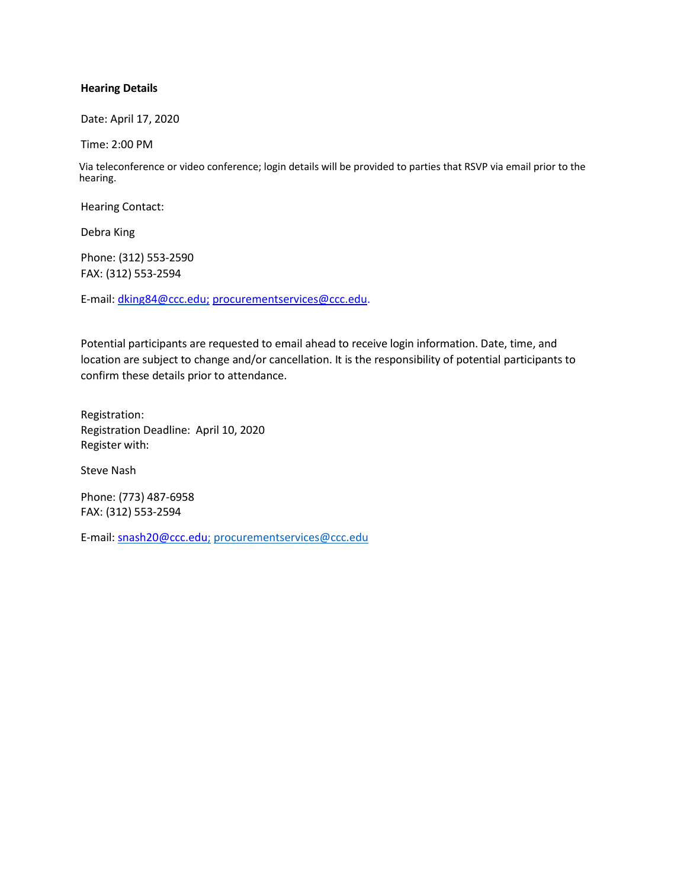**Hearing Details**

Date: April 17, 2020

Time: 2:00 PM

Via teleconference or video conference; login details will be provided to parties that RSVP via email prior to the hearing.

Hearing Contact:

Debra King

Phone: (312) 553-2590
FAX: (312) 553-2594

E-mail: dking84@ccc.edu; procurementservices@ccc.edu.

Potential participants are requested to email ahead to receive login information. Date, time, and location are subject to change and/or cancellation. It is the responsibility of potential participants to confirm these details prior to attendance.

Registration:
Registration Deadline: April 10, 2020
Register with:

Steve Nash

Phone: (773) 487-6958
FAX: (312) 553-2594

E-mail: snash20@ccc.edu; procurementservices@ccc.edu